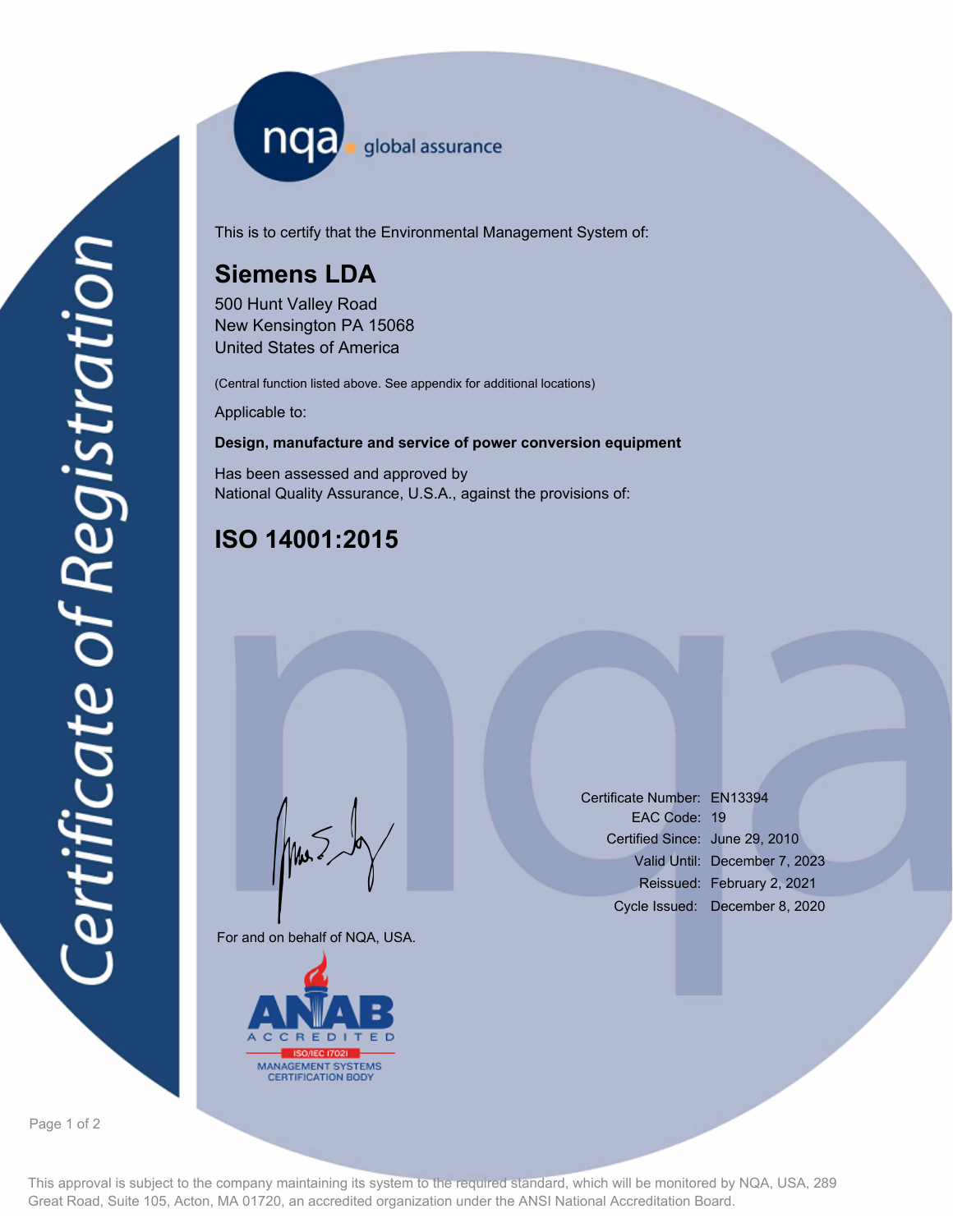# Certificate of Registration

nqa global assurance

This is to certify that the Environmental Management System of:

## Siemens LDA

500 Hunt Valley Road
New Kensington PA 15068
United States of America

(Central function listed above. See appendix for additional locations)

Applicable to:

**Design, manufacture and service of power conversion equipment**

Has been assessed and approved by
National Quality Assurance, U.S.A., against the provisions of:

## ISO 14001:2015

For and on behalf of NQA, USA.

Certificate Number: EN13394
EAC Code: 19
Certified Since: June 29, 2010
Valid Until: December 7, 2023
Reissued: February 2, 2021
Cycle Issued: December 8, 2020

ANAB ACCREDITED
ISO/IEC 17021
MANAGEMENT SYSTEMS CERTIFICATION BODY

This approval is subject to the company maintaining its system to the required standard, which will be monitored by NQA, USA, 289 Great Road, Suite 105, Acton, MA 01720, an accredited organization under the ANSI National Accreditation Board.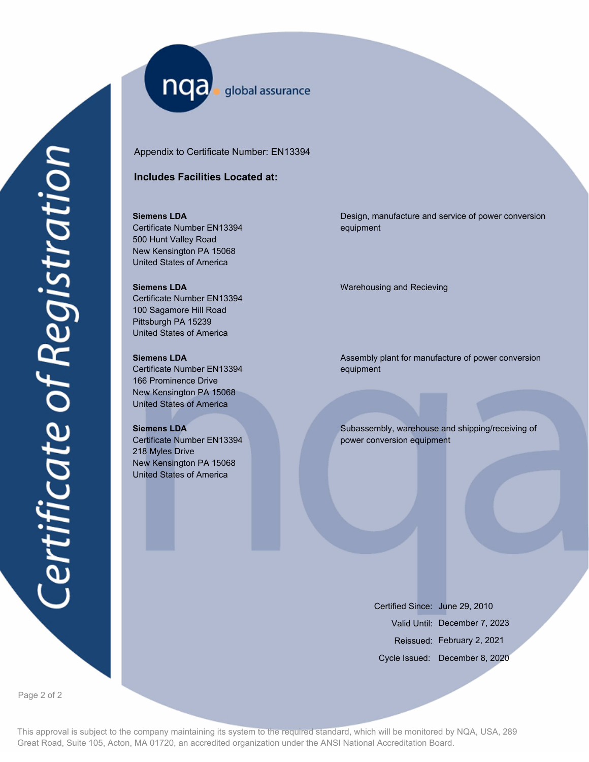Certificate of Registration

Appendix to Certificate Number: EN13394

**Includes Facilities Located at:**

| | |
|---|---|
| **Siemens LDA**<br>Certificate Number EN13394<br>500 Hunt Valley Road<br>New Kensington PA 15068<br>United States of America | Design, manufacture and service of power conversion equipment |
| **Siemens LDA**<br>Certificate Number EN13394<br>100 Sagamore Hill Road<br>Pittsburgh PA 15239<br>United States of America | Warehousing and Recieving |
| **Siemens LDA**<br>Certificate Number EN13394<br>166 Prominence Drive<br>New Kensington PA 15068<br>United States of America | Assembly plant for manufacture of power conversion equipment |
| **Siemens LDA**<br>Certificate Number EN13394<br>218 Myles Drive<br>New Kensington PA 15068<br>United States of America | Subassembly, warehouse and shipping/receiving of power conversion equipment |

Certified Since: June 29, 2010
Valid Until: December 7, 2023
Reissued: February 2, 2021
Cycle Issued: December 8, 2020

This approval is subject to the company maintaining its system to the required standard, which will be monitored by NQA, USA, 289 Great Road, Suite 105, Acton, MA 01720, an accredited organization under the ANSI National Accreditation Board.